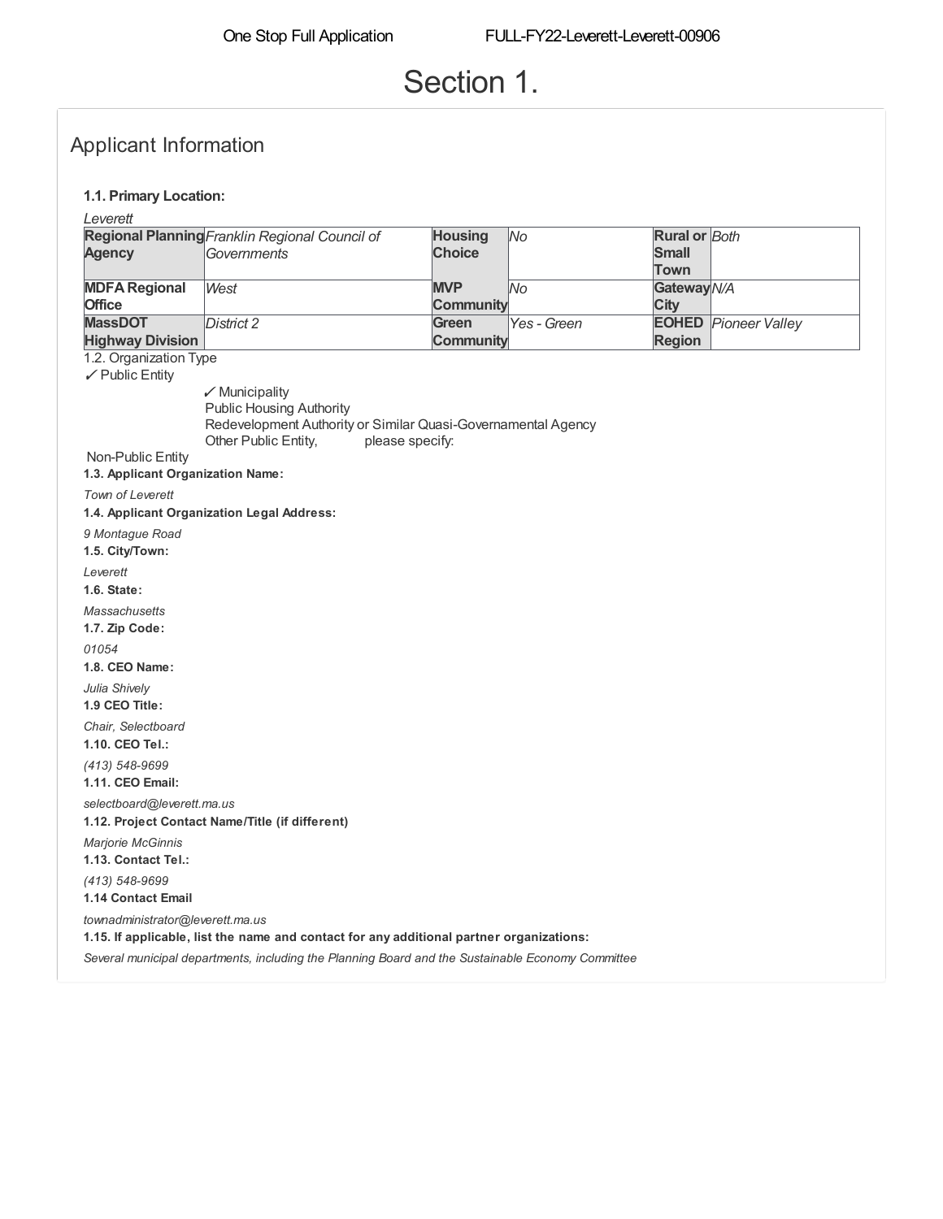# Section 1.

## Applicant Information

**1.1. Primary Location:**

*Leverett*

| Regional Planning Agency | *Franklin Regional Council of Governments* | Housing Choice | *No* | Rural or Small Town | *Both* |
|---|---|---|---|---|---|
| MDFA Regional Office | *West* | MVP Community | *No* | Gateway City | *N/A* |
| MassDOT Highway Division | *District 2* | Green Community | *Yes - Green* | EOHED Region | *Pioneer Valley* |

1.2. Organization Type

✓ Public Entity

- ✓ Municipality
- Public Housing Authority
- Redevelopment Authority or Similar Quasi-Governamental Agency
- Other Public Entity, please specify:

Non-Public Entity

**1.3. Applicant Organization Name:**

*Town of Leverett*

**1.4. Applicant Organization Legal Address:**

*9 Montague Road*

**1.5. City/Town:**

*Leverett*

**1.6. State:**

*Massachusetts*

**1.7. Zip Code:**

*01054*

**1.8. CEO Name:**

*Julia Shively*

**1.9 CEO Title:**

*Chair, Selectboard*

**1.10. CEO Tel.:**

*(413) 548-9699*

**1.11. CEO Email:**

*selectboard@leverett.ma.us*

**1.12. Project Contact Name/Title (if different)**

*Marjorie McGinnis*

**1.13. Contact Tel.:**

*(413) 548-9699*

**1.14 Contact Email**

*townadministrator@leverett.ma.us*

**1.15. If applicable, list the name and contact for any additional partner organizations:**

*Several municipal departments, including the Planning Board and the Sustainable Economy Committee*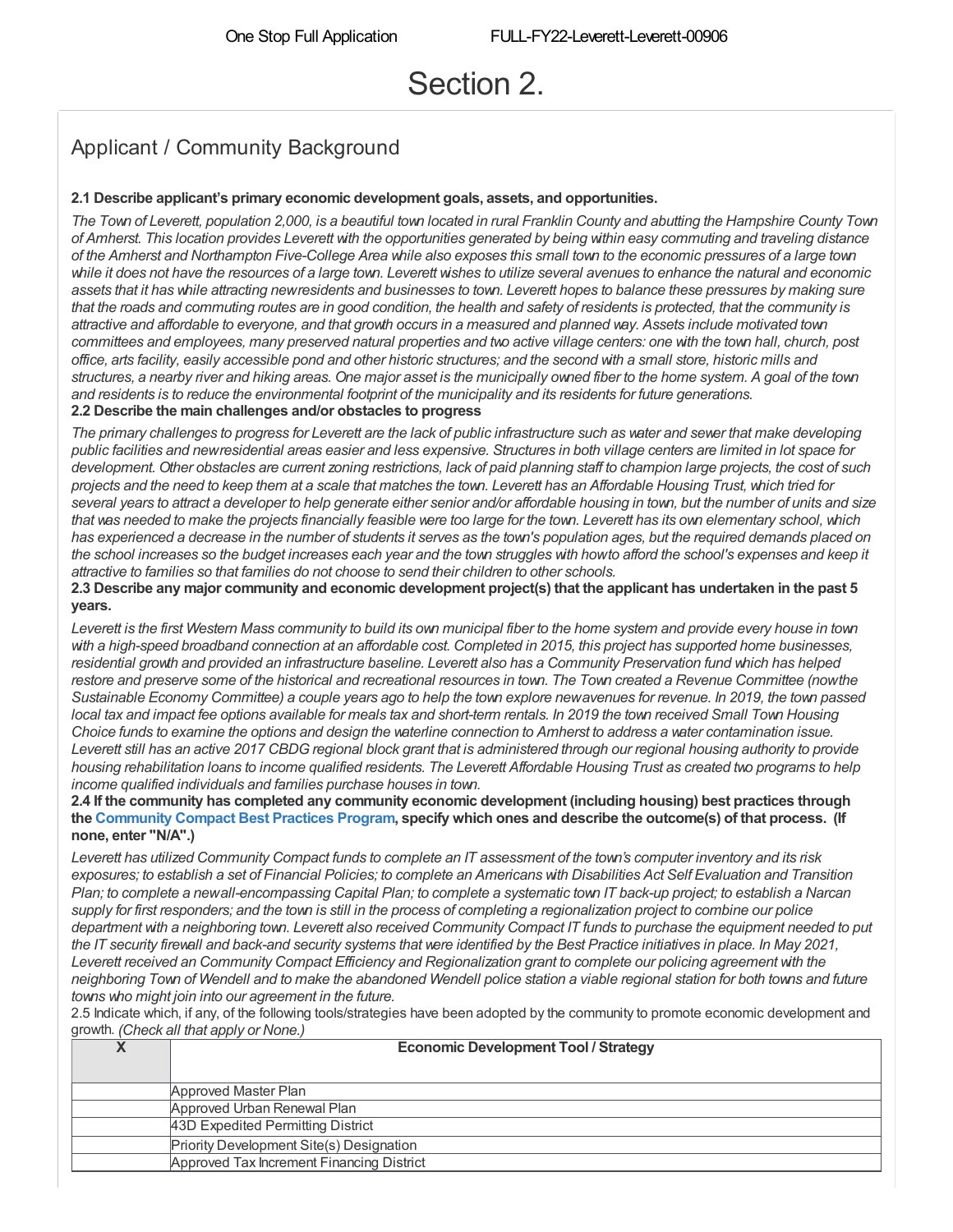# Section 2.

## Applicant / Community Background

**2.1 Describe applicant's primary economic development goals, assets, and opportunities.**

*The Town of Leverett, population 2,000, is a beautiful town located in rural Franklin County and abutting the Hampshire County Town of Amherst. This location provides Leverett with the opportunities generated by being within easy commuting and traveling distance of the Amherst and Northampton Five-College Area while also exposes this small town to the economic pressures of a large town while it does not have the resources of a large town. Leverett wishes to utilize several avenues to enhance the natural and economic assets that it has while attracting new residents and businesses to town. Leverett hopes to balance these pressures by making sure that the roads and commuting routes are in good condition, the health and safety of residents is protected, that the community is attractive and affordable to everyone, and that growth occurs in a measured and planned way. Assets include motivated town committees and employees, many preserved natural properties and two active village centers: one with the town hall, church, post office, arts facility, easily accessible pond and other historic structures; and the second with a small store, historic mills and structures, a nearby river and hiking areas. One major asset is the municipally owned fiber to the home system. A goal of the town and residents is to reduce the environmental footprint of the municipality and its residents for future generations.*

**2.2 Describe the main challenges and/or obstacles to progress**

*The primary challenges to progress for Leverett are the lack of public infrastructure such as water and sewer that make developing public facilities and new residential areas easier and less expensive. Structures in both village centers are limited in lot space for development. Other obstacles are current zoning restrictions, lack of paid planning staff to champion large projects, the cost of such projects and the need to keep them at a scale that matches the town. Leverett has an Affordable Housing Trust, which tried for several years to attract a developer to help generate either senior and/or affordable housing in town, but the number of units and size that was needed to make the projects financially feasible were too large for the town. Leverett has its own elementary school, which has experienced a decrease in the number of students it serves as the town's population ages, but the required demands placed on the school increases so the budget increases each year and the town struggles with how to afford the school's expenses and keep it attractive to families so that families do not choose to send their children to other schools.*

**2.3 Describe any major community and economic development project(s) that the applicant has undertaken in the past 5 years.**

*Leverett is the first Western Mass community to build its own municipal fiber to the home system and provide every house in town with a high-speed broadband connection at an affordable cost. Completed in 2015, this project has supported home businesses, residential growth and provided an infrastructure baseline. Leverett also has a Community Preservation fund which has helped restore and preserve some of the historical and recreational resources in town. The Town created a Revenue Committee (now the Sustainable Economy Committee) a couple years ago to help the town explore new avenues for revenue. In 2019, the town passed local tax and impact fee options available for meals tax and short-term rentals. In 2019 the town received Small Town Housing Choice funds to examine the options and design the waterline connection to Amherst to address a water contamination issue. Leverett still has an active 2017 CBDG regional block grant that is administered through our regional housing authority to provide housing rehabilitation loans to income qualified residents. The Leverett Affordable Housing Trust as created two programs to help income qualified individuals and families purchase houses in town.*

**2.4 If the community has completed any community economic development (including housing) best practices through the Community Compact Best Practices Program, specify which ones and describe the outcome(s) of that process. (If none, enter "N/A".)**

*Leverett has utilized Community Compact funds to complete an IT assessment of the town's computer inventory and its risk exposures; to establish a set of Financial Policies; to complete an Americans with Disabilities Act Self Evaluation and Transition Plan; to complete a new all-encompassing Capital Plan; to complete a systematic town IT back-up project; to establish a Narcan supply for first responders; and the town is still in the process of completing a regionalization project to combine our police department with a neighboring town. Leverett also received Community Compact IT funds to purchase the equipment needed to put the IT security firewall and back-and security systems that were identified by the Best Practice initiatives in place. In May 2021, Leverett received an Community Compact Efficiency and Regionalization grant to complete our policing agreement with the neighboring Town of Wendell and to make the abandoned Wendell police station a viable regional station for both towns and future towns who might join into our agreement in the future.*

2.5 Indicate which, if any, of the following tools/strategies have been adopted by the community to promote economic development and growth. *(Check all that apply or None.)*

| X | Economic Development Tool / Strategy |
|---|---|
| | Approved Master Plan |
| | Approved Urban Renewal Plan |
| | 43D Expedited Permitting District |
| | Priority Development Site(s) Designation |
| | Approved Tax Increment Financing District |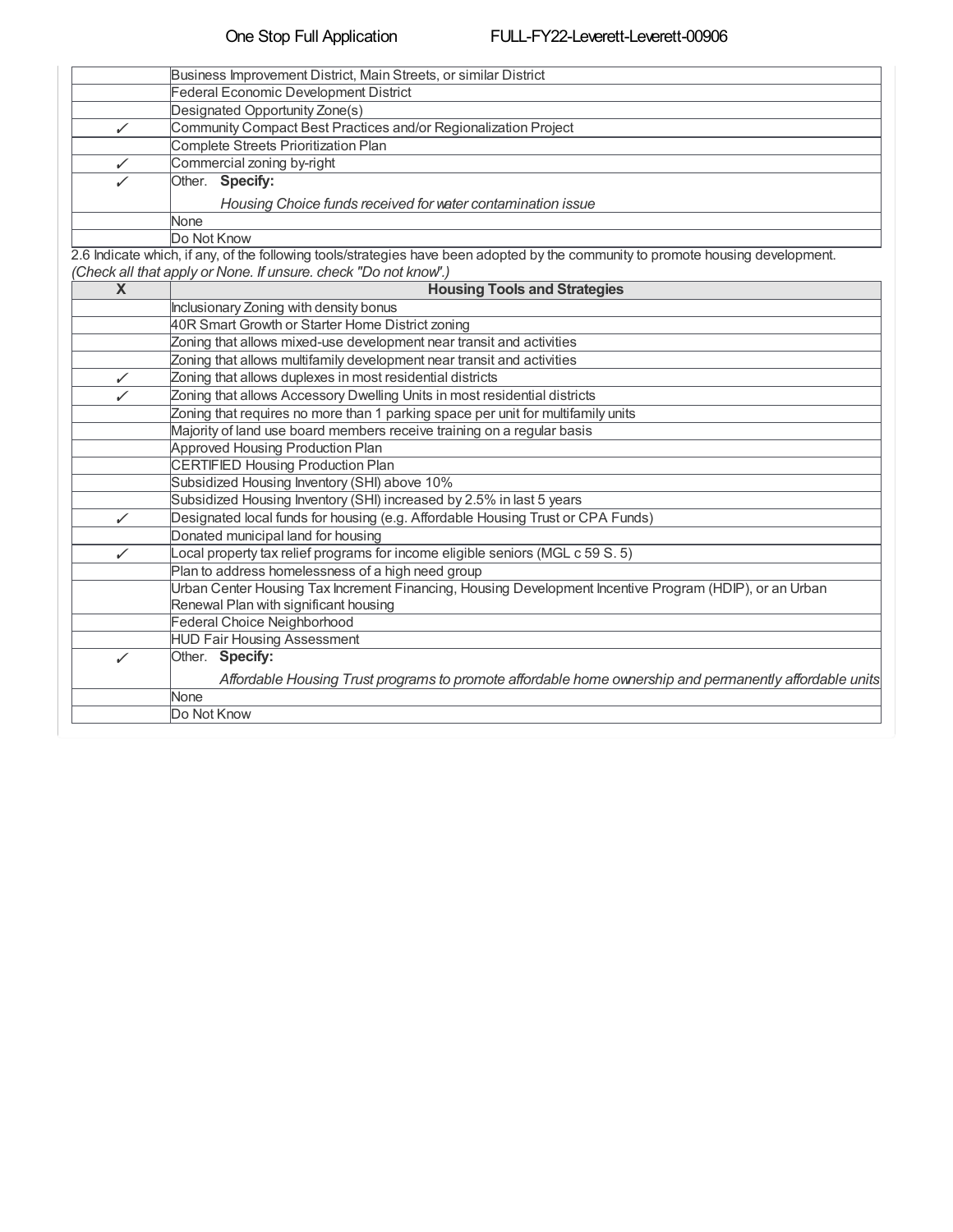| | |
|---|---|
| | Business Improvement District, Main Streets, or similar District |
| | Federal Economic Development District |
| | Designated Opportunity Zone(s) |
| ✓ | Community Compact Best Practices and/or Regionalization Project |
| | Complete Streets Prioritization Plan |
| ✓ | Commercial zoning by-right |
| ✓ | Other. **Specify:** *Housing Choice funds received for water contamination issue* |
| | None |
| | Do Not Know |

2.6 Indicate which, if any, of the following tools/strategies have been adopted by the community to promote housing development. *(Check all that apply or None. If unsure. check "Do not know".)*

| X | Housing Tools and Strategies |
|---|---|
| | Inclusionary Zoning with density bonus |
| | 40R Smart Growth or Starter Home District zoning |
| | Zoning that allows mixed-use development near transit and activities |
| | Zoning that allows multifamily development near transit and activities |
| ✓ | Zoning that allows duplexes in most residential districts |
| ✓ | Zoning that allows Accessory Dwelling Units in most residential districts |
| | Zoning that requires no more than 1 parking space per unit for multifamily units |
| | Majority of land use board members receive training on a regular basis |
| | Approved Housing Production Plan |
| | CERTIFIED Housing Production Plan |
| | Subsidized Housing Inventory (SHI) above 10% |
| | Subsidized Housing Inventory (SHI) increased by 2.5% in last 5 years |
| ✓ | Designated local funds for housing (e.g. Affordable Housing Trust or CPA Funds) |
| | Donated municipal land for housing |
| ✓ | Local property tax relief programs for income eligible seniors (MGL c 59 S. 5) |
| | Plan to address homelessness of a high need group |
| | Urban Center Housing Tax Increment Financing, Housing Development Incentive Program (HDIP), or an Urban Renewal Plan with significant housing |
| | Federal Choice Neighborhood |
| | HUD Fair Housing Assessment |
| ✓ | Other. **Specify:** *Affordable Housing Trust programs to promote affordable home ownership and permanently affordable units* |
| | None |
| | Do Not Know |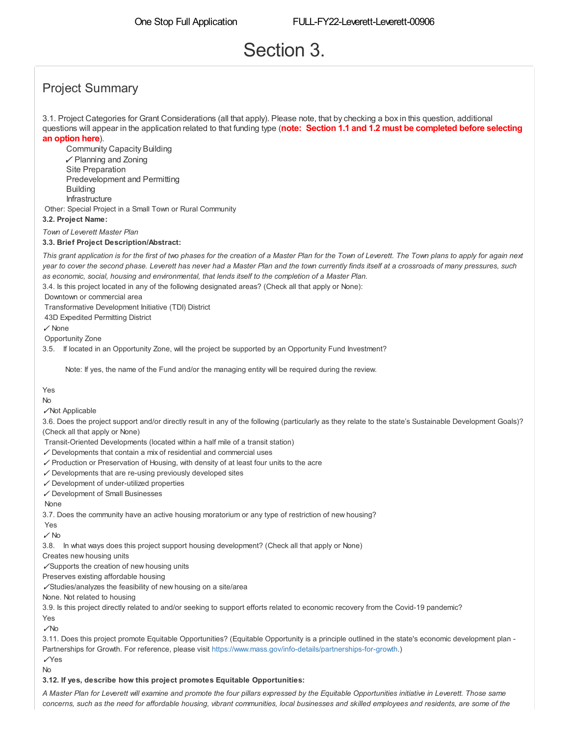# Section 3.

## Project Summary

3.1. Project Categories for Grant Considerations (all that apply). Please note, that by checking a box in this question, additional questions will appear in the application related to that funding type (**note: Section 1.1 and 1.2 must be completed before selecting an option here**).

Community Capacity Building
✓ Planning and Zoning
Site Preparation
Predevelopment and Permitting
Building
Infrastructure

Other: Special Project in a Small Town or Rural Community

**3.2. Project Name:**

*Town of Leverett Master Plan*

**3.3. Brief Project Description/Abstract:**

*This grant application is for the first of two phases for the creation of a Master Plan for the Town of Leverett. The Town plans to apply for again next year to cover the second phase. Leverett has never had a Master Plan and the town currently finds itself at a crossroads of many pressures, such as economic, social, housing and environmental, that lends itself to the completion of a Master Plan.*

3.4. Is this project located in any of the following designated areas? (Check all that apply or None):

Downtown or commercial area
Transformative Development Initiative (TDI) District
43D Expedited Permitting District
✓ None
Opportunity Zone

3.5. If located in an Opportunity Zone, will the project be supported by an Opportunity Fund Investment?

Note: If yes, the name of the Fund and/or the managing entity will be required during the review.

Yes
No
✓Not Applicable

3.6. Does the project support and/or directly result in any of the following (particularly as they relate to the state's Sustainable Development Goals)? (Check all that apply or None)

Transit-Oriented Developments (located within a half mile of a transit station)
✓ Developments that contain a mix of residential and commercial uses
✓ Production or Preservation of Housing, with density of at least four units to the acre
✓ Developments that are re-using previously developed sites
✓ Development of under-utilized properties
✓ Development of Small Businesses
None

3.7. Does the community have an active housing moratorium or any type of restriction of new housing?

Yes
✓ No

3.8. In what ways does this project support housing development? (Check all that apply or None)

Creates new housing units
✓Supports the creation of new housing units
Preserves existing affordable housing
✓Studies/analyzes the feasibility of new housing on a site/area
None. Not related to housing

3.9. Is this project directly related to and/or seeking to support efforts related to economic recovery from the Covid-19 pandemic?

Yes
✓No

3.11. Does this project promote Equitable Opportunities? (Equitable Opportunity is a principle outlined in the state's economic development plan - Partnerships for Growth. For reference, please visit https://www.mass.gov/info-details/partnerships-for-growth.)

✓Yes
No

**3.12. If yes, describe how this project promotes Equitable Opportunities:**

*A Master Plan for Leverett will examine and promote the four pillars expressed by the Equitable Opportunities initiative in Leverett. Those same concerns, such as the need for affordable housing, vibrant communities, local businesses and skilled employees and residents, are some of the*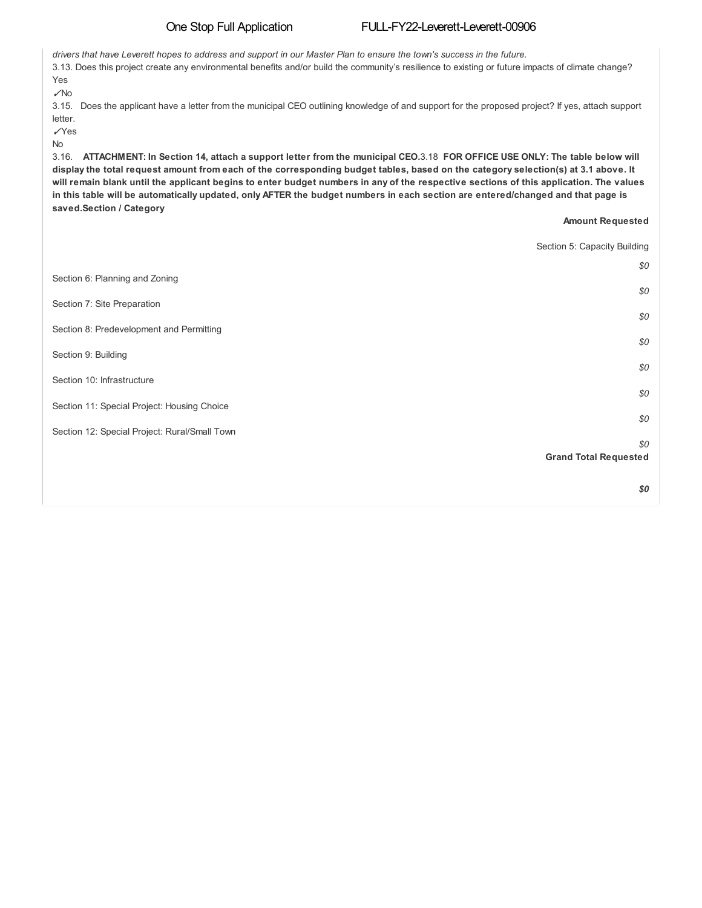*drivers that have Leverett hopes to address and support in our Master Plan to ensure the town's success in the future.*

3.13. Does this project create any environmental benefits and/or build the community's resilience to existing or future impacts of climate change?

Yes

✓No

3.15. Does the applicant have a letter from the municipal CEO outlining knowledge of and support for the proposed project? If yes, attach support letter.

✓Yes

No

3.16. **ATTACHMENT: In Section 14, attach a support letter from the municipal CEO.**

3.18 **FOR OFFICE USE ONLY: The table below will display the total request amount from each of the corresponding budget tables, based on the category selection(s) at 3.1 above. It will remain blank until the applicant begins to enter budget numbers in any of the respective sections of this application. The values in this table will be automatically updated, only AFTER the budget numbers in each section are entered/changed and that page is saved.**

| **Section / Category** | **Amount Requested** |
|---|---|
| Section 5: Capacity Building | *$0* |
| Section 6: Planning and Zoning | *$0* |
| Section 7: Site Preparation | *$0* |
| Section 8: Predevelopment and Permitting | *$0* |
| Section 9: Building | *$0* |
| Section 10: Infrastructure | *$0* |
| Section 11: Special Project: Housing Choice | *$0* |
| Section 12: Special Project: Rural/Small Town | *$0* |
| **Grand Total Requested** | ***$0*** |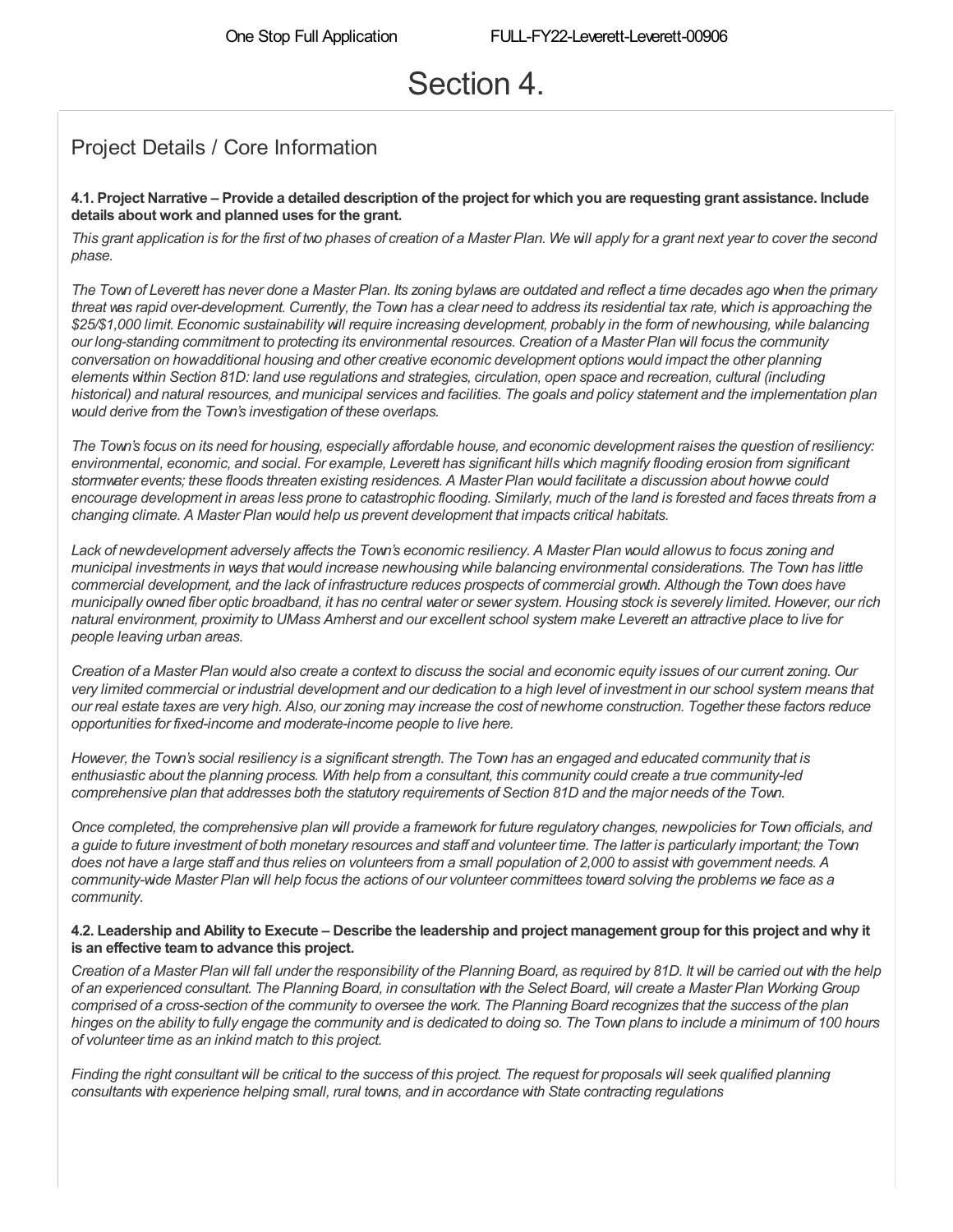# Section 4.

## Project Details / Core Information

**4.1. Project Narrative – Provide a detailed description of the project for which you are requesting grant assistance. Include details about work and planned uses for the grant.**

*This grant application is for the first of two phases of creation of a Master Plan. We will apply for a grant next year to cover the second phase.*

*The Town of Leverett has never done a Master Plan. Its zoning bylaws are outdated and reflect a time decades ago when the primary threat was rapid over-development. Currently, the Town has a clear need to address its residential tax rate, which is approaching the $25/$1,000 limit. Economic sustainability will require increasing development, probably in the form of newhousing, while balancing our long-standing commitment to protecting its environmental resources. Creation of a Master Plan will focus the community conversation on howadditional housing and other creative economic development options would impact the other planning elements within Section 81D: land use regulations and strategies, circulation, open space and recreation, cultural (including historical) and natural resources, and municipal services and facilities. The goals and policy statement and the implementation plan would derive from the Town's investigation of these overlaps.*

*The Town's focus on its need for housing, especially affordable house, and economic development raises the question of resiliency: environmental, economic, and social. For example, Leverett has significant hills which magnify flooding erosion from significant stormwater events; these floods threaten existing residences. A Master Plan would facilitate a discussion about howwe could encourage development in areas less prone to catastrophic flooding. Similarly, much of the land is forested and faces threats from a changing climate. A Master Plan would help us prevent development that impacts critical habitats.*

*Lack of newdevelopment adversely affects the Town's economic resiliency. A Master Plan would allowus to focus zoning and municipal investments in ways that would increase newhousing while balancing environmental considerations. The Town has little commercial development, and the lack of infrastructure reduces prospects of commercial growth. Although the Town does have municipally owned fiber optic broadband, it has no central water or sewer system. Housing stock is severely limited. However, our rich natural environment, proximity to UMass Amherst and our excellent school system make Leverett an attractive place to live for people leaving urban areas.*

*Creation of a Master Plan would also create a context to discuss the social and economic equity issues of our current zoning. Our very limited commercial or industrial development and our dedication to a high level of investment in our school system means that our real estate taxes are very high. Also, our zoning may increase the cost of newhome construction. Together these factors reduce opportunities for fixed-income and moderate-income people to live here.*

*However, the Town's social resiliency is a significant strength. The Town has an engaged and educated community that is enthusiastic about the planning process. With help from a consultant, this community could create a true community-led comprehensive plan that addresses both the statutory requirements of Section 81D and the major needs of the Town.*

*Once completed, the comprehensive plan will provide a framework for future regulatory changes, newpolicies for Town officials, and a guide to future investment of both monetary resources and staff and volunteer time. The latter is particularly important; the Town does not have a large staff and thus relies on volunteers from a small population of 2,000 to assist with government needs. A community-wide Master Plan will help focus the actions of our volunteer committees toward solving the problems we face as a community.*

**4.2. Leadership and Ability to Execute – Describe the leadership and project management group for this project and why it is an effective team to advance this project.**

*Creation of a Master Plan will fall under the responsibility of the Planning Board, as required by 81D. It will be carried out with the help of an experienced consultant. The Planning Board, in consultation with the Select Board, will create a Master Plan Working Group comprised of a cross-section of the community to oversee the work. The Planning Board recognizes that the success of the plan hinges on the ability to fully engage the community and is dedicated to doing so. The Town plans to include a minimum of 100 hours of volunteer time as an inkind match to this project.*

*Finding the right consultant will be critical to the success of this project. The request for proposals will seek qualified planning consultants with experience helping small, rural towns, and in accordance with State contracting regulations*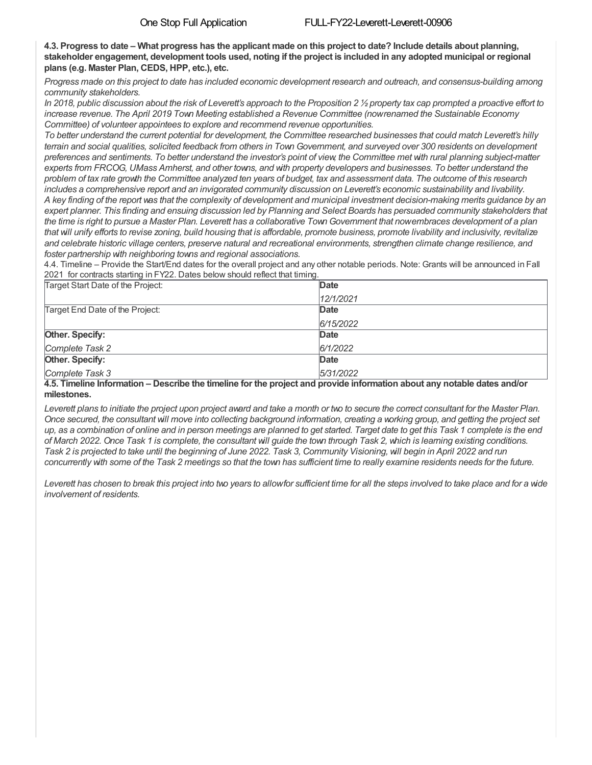**4.3. Progress to date – What progress has the applicant made on this project to date? Include details about planning, stakeholder engagement, development tools used, noting if the project is included in any adopted municipal or regional plans (e.g. Master Plan, CEDS, HPP, etc.), etc.**

*Progress made on this project to date has included economic development research and outreach, and consensus-building among community stakeholders.*

*In 2018, public discussion about the risk of Leverett's approach to the Proposition 2 ½ property tax cap prompted a proactive effort to increase revenue. The April 2019 Town Meeting established a Revenue Committee (now renamed the Sustainable Economy Committee) of volunteer appointees to explore and recommend revenue opportunities.*

*To better understand the current potential for development, the Committee researched businesses that could match Leverett's hilly terrain and social qualities, solicited feedback from others in Town Government, and surveyed over 300 residents on development preferences and sentiments. To better understand the investor's point of view, the Committee met with rural planning subject-matter experts from FRCOG, UMass Amherst, and other towns, and with property developers and businesses. To better understand the problem of tax rate growth the Committee analyzed ten years of budget, tax and assessment data. The outcome of this research includes a comprehensive report and an invigorated community discussion on Leverett's economic sustainability and livability.*

*A key finding of the report was that the complexity of development and municipal investment decision-making merits guidance by an expert planner. This finding and ensuing discussion led by Planning and Select Boards has persuaded community stakeholders that the time is right to pursue a Master Plan. Leverett has a collaborative Town Government that now embraces development of a plan that will unify efforts to revise zoning, build housing that is affordable, promote business, promote livability and inclusivity, revitalize and celebrate historic village centers, preserve natural and recreational environments, strengthen climate change resilience, and foster partnership with neighboring towns and regional associations.*

4.4. Timeline – Provide the Start/End dates for the overall project and any other notable periods. Note: Grants will be announced in Fall 2021 for contracts starting in FY22. Dates below should reflect that timing.

| Target Start Date of the Project: | **Date**<br>*12/1/2021* |
|---|---|
| Target End Date of the Project: | **Date**<br>*6/15/2022* |
| **Other. Specify:**<br>*Complete Task 2* | **Date**<br>*6/1/2022* |
| **Other. Specify:**<br>*Complete Task 3* | **Date**<br>*5/31/2022* |

**4.5. Timeline Information – Describe the timeline for the project and provide information about any notable dates and/or milestones.**

*Leverett plans to initiate the project upon project award and take a month or two to secure the correct consultant for the Master Plan. Once secured, the consultant will move into collecting background information, creating a working group, and getting the project set up, as a combination of online and in person meetings are planned to get started. Target date to get this Task 1 complete is the end of March 2022. Once Task 1 is complete, the consultant will guide the town through Task 2, which is learning existing conditions. Task 2 is projected to take until the beginning of June 2022. Task 3, Community Visioning, will begin in April 2022 and run concurrently with some of the Task 2 meetings so that the town has sufficient time to really examine residents needs for the future.*

*Leverett has chosen to break this project into two years to allow for sufficient time for all the steps involved to take place and for a wide involvement of residents.*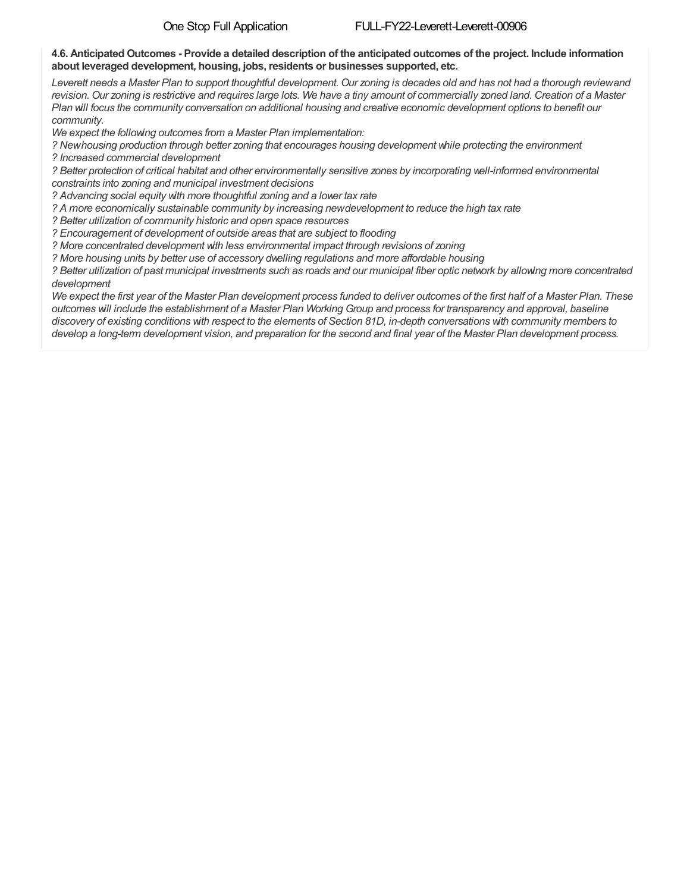**4.6. Anticipated Outcomes - Provide a detailed description of the anticipated outcomes of the project. Include information about leveraged development, housing, jobs, residents or businesses supported, etc.**

*Leverett needs a Master Plan to support thoughtful development. Our zoning is decades old and has not had a thorough review and revision. Our zoning is restrictive and requires large lots. We have a tiny amount of commercially zoned land. Creation of a Master Plan will focus the community conversation on additional housing and creative economic development options to benefit our community.*

*We expect the following outcomes from a Master Plan implementation:*

*? New housing production through better zoning that encourages housing development while protecting the environment*
*? Increased commercial development*
*? Better protection of critical habitat and other environmentally sensitive zones by incorporating well-informed environmental constraints into zoning and municipal investment decisions*
*? Advancing social equity with more thoughtful zoning and a lower tax rate*
*? A more economically sustainable community by increasing new development to reduce the high tax rate*
*? Better utilization of community historic and open space resources*
*? Encouragement of development of outside areas that are subject to flooding*
*? More concentrated development with less environmental impact through revisions of zoning*
*? More housing units by better use of accessory dwelling regulations and more affordable housing*
*? Better utilization of past municipal investments such as roads and our municipal fiber optic network by allowing more concentrated development*

*We expect the first year of the Master Plan development process funded to deliver outcomes of the first half of a Master Plan. These outcomes will include the establishment of a Master Plan Working Group and process for transparency and approval, baseline discovery of existing conditions with respect to the elements of Section 81D, in-depth conversations with community members to develop a long-term development vision, and preparation for the second and final year of the Master Plan development process.*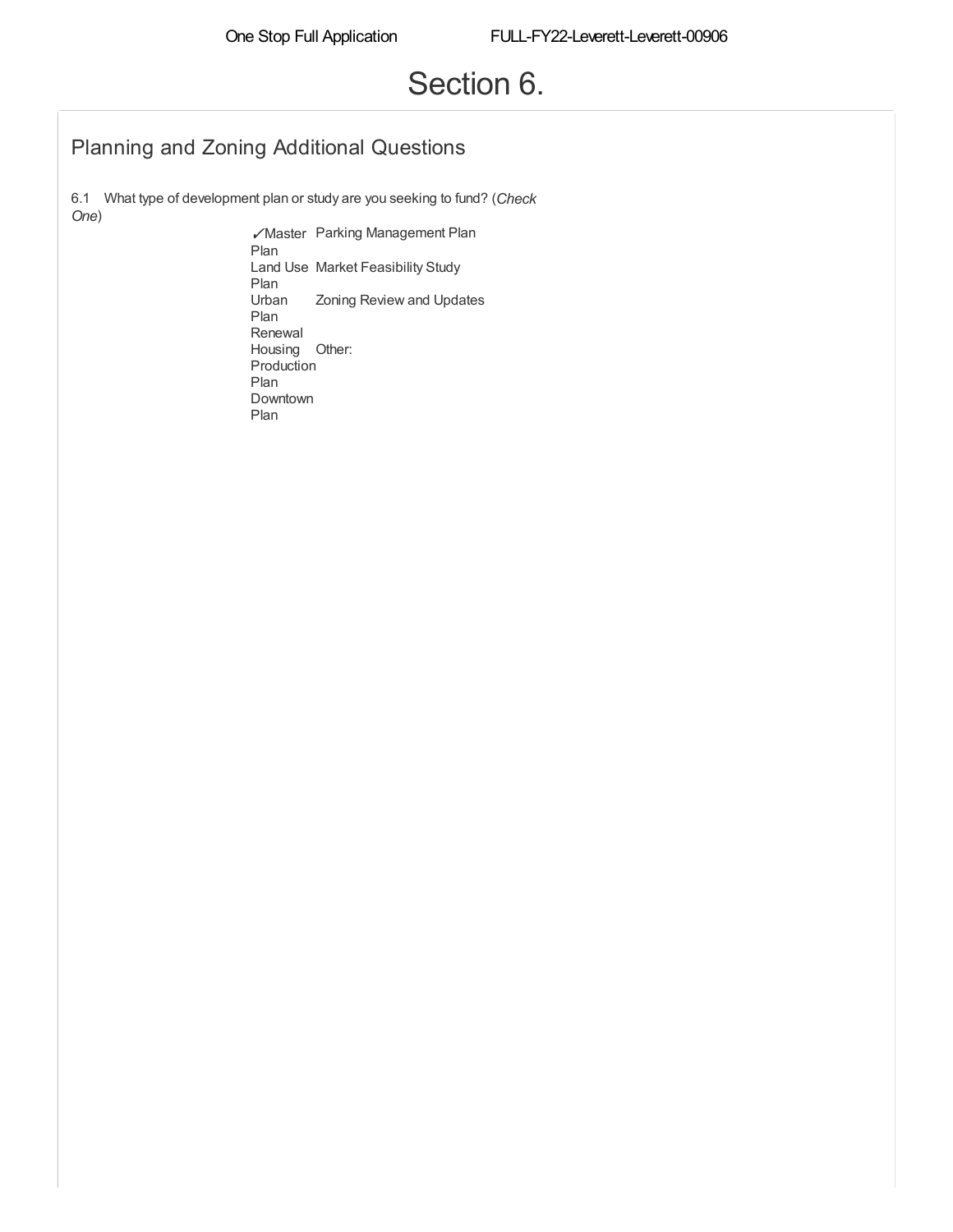# Section 6.

## Planning and Zoning Additional Questions

6.1 What type of development plan or study are you seeking to fund? (*Check One*)

- ✓Master Plan
- Land Use Plan
- Urban Plan Renewal
- Housing Production Plan
- Downtown Plan
- Parking Management Plan
- Market Feasibility Study
- Zoning Review and Updates
- Other: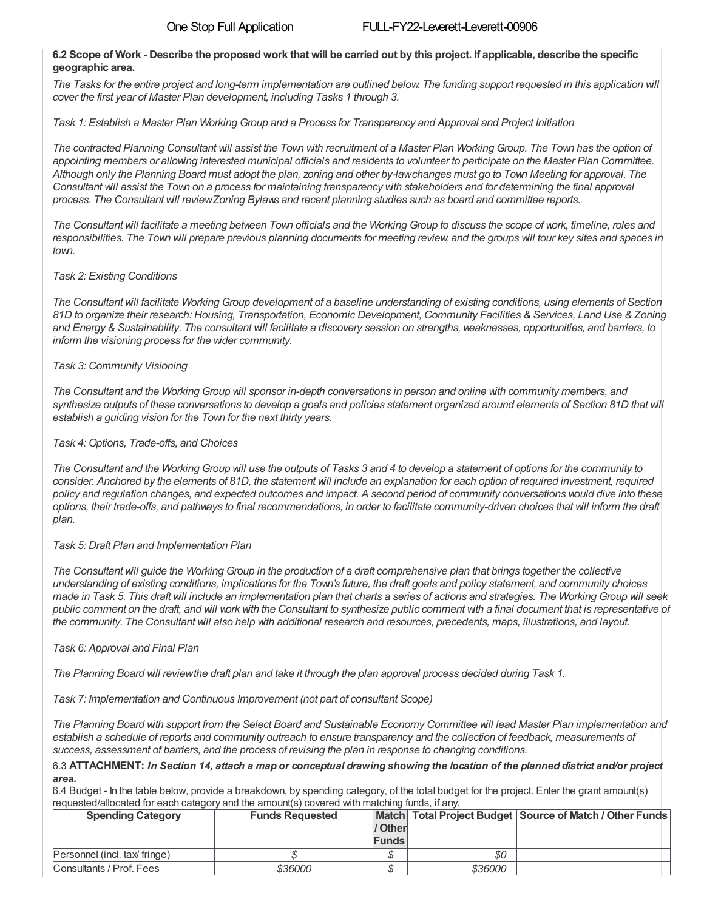**6.2 Scope of Work - Describe the proposed work that will be carried out by this project. If applicable, describe the specific geographic area.**

*The Tasks for the entire project and long-term implementation are outlined below. The funding support requested in this application will cover the first year of Master Plan development, including Tasks 1 through 3.*

*Task 1: Establish a Master Plan Working Group and a Process for Transparency and Approval and Project Initiation*

*The contracted Planning Consultant will assist the Town with recruitment of a Master Plan Working Group. The Town has the option of appointing members or allowing interested municipal officials and residents to volunteer to participate on the Master Plan Committee. Although only the Planning Board must adopt the plan, zoning and other by-law changes must go to Town Meeting for approval. The Consultant will assist the Town on a process for maintaining transparency with stakeholders and for determining the final approval process. The Consultant will review Zoning Bylaws and recent planning studies such as board and committee reports.*

*The Consultant will facilitate a meeting between Town officials and the Working Group to discuss the scope of work, timeline, roles and responsibilities. The Town will prepare previous planning documents for meeting review, and the groups will tour key sites and spaces in town.*

*Task 2: Existing Conditions*

*The Consultant will facilitate Working Group development of a baseline understanding of existing conditions, using elements of Section 81D to organize their research: Housing, Transportation, Economic Development, Community Facilities & Services, Land Use & Zoning and Energy & Sustainability. The consultant will facilitate a discovery session on strengths, weaknesses, opportunities, and barriers, to inform the visioning process for the wider community.*

*Task 3: Community Visioning*

*The Consultant and the Working Group will sponsor in-depth conversations in person and online with community members, and synthesize outputs of these conversations to develop a goals and policies statement organized around elements of Section 81D that will establish a guiding vision for the Town for the next thirty years.*

*Task 4: Options, Trade-offs, and Choices*

*The Consultant and the Working Group will use the outputs of Tasks 3 and 4 to develop a statement of options for the community to consider. Anchored by the elements of 81D, the statement will include an explanation for each option of required investment, required policy and regulation changes, and expected outcomes and impact. A second period of community conversations would dive into these options, their trade-offs, and pathways to final recommendations, in order to facilitate community-driven choices that will inform the draft plan.*

*Task 5: Draft Plan and Implementation Plan*

*The Consultant will guide the Working Group in the production of a draft comprehensive plan that brings together the collective understanding of existing conditions, implications for the Town's future, the draft goals and policy statement, and community choices made in Task 5. This draft will include an implementation plan that charts a series of actions and strategies. The Working Group will seek public comment on the draft, and will work with the Consultant to synthesize public comment with a final document that is representative of the community. The Consultant will also help with additional research and resources, precedents, maps, illustrations, and layout.*

*Task 6: Approval and Final Plan*

*The Planning Board will review the draft plan and take it through the plan approval process decided during Task 1.*

*Task 7: Implementation and Continuous Improvement (not part of consultant Scope)*

*The Planning Board with support from the Select Board and Sustainable Economy Committee will lead Master Plan implementation and establish a schedule of reports and community outreach to ensure transparency and the collection of feedback, measurements of success, assessment of barriers, and the process of revising the plan in response to changing conditions.*

6.3 **ATTACHMENT:** ***In Section 14, attach a map or conceptual drawing showing the location of the planned district and/or project area.***

6.4 Budget - In the table below, provide a breakdown, by spending category, of the total budget for the project. Enter the grant amount(s) requested/allocated for each category and the amount(s) covered with matching funds, if any.

| Spending Category | Funds Requested | Match / Other Funds | Total Project Budget | Source of Match / Other Funds |
|---|---|---|---|---|
| Personnel (incl. tax/ fringe) | *$* | *$* | *$0* | |
| Consultants / Prof. Fees | *$36000* | *$* | *$36000* | |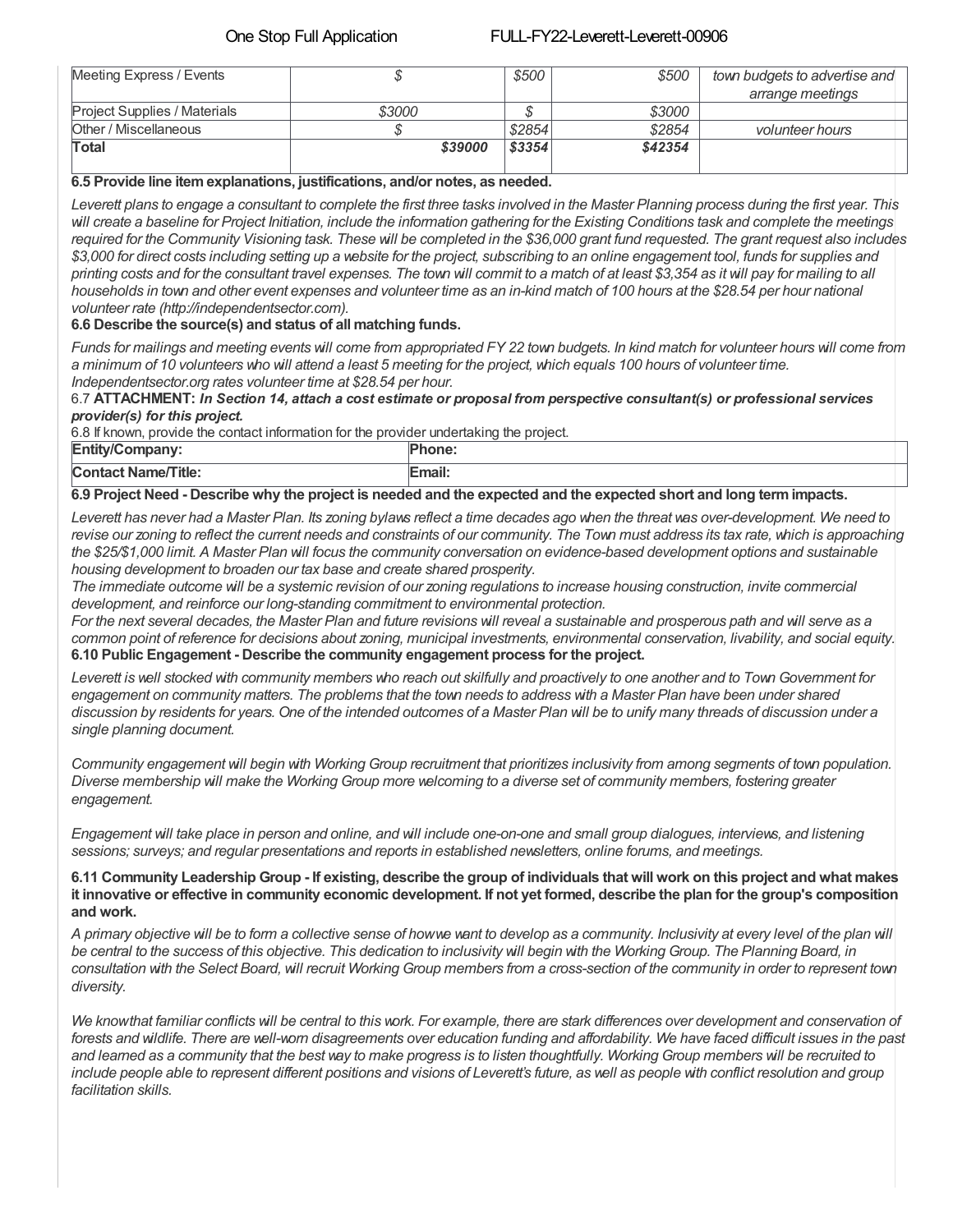| Meeting Express / Events | $ | $500 | $500 | town budgets to advertise and arrange meetings |
|---|---|---|---|---|
| Project Supplies / Materials | $3000 | $ | $3000 | |
| Other / Miscellaneous | $ | $2854 | $2854 | volunteer hours |
| **Total** | ***$39000*** | ***$3354*** | ***$42354*** | |

**6.5 Provide line item explanations, justifications, and/or notes, as needed.**

*Leverett plans to engage a consultant to complete the first three tasks involved in the Master Planning process during the first year. This will create a baseline for Project Initiation, include the information gathering for the Existing Conditions task and complete the meetings required for the Community Visioning task. These will be completed in the $36,000 grant fund requested. The grant request also includes $3,000 for direct costs including setting up a website for the project, subscribing to an online engagement tool, funds for supplies and printing costs and for the consultant travel expenses. The town will commit to a match of at least $3,354 as it will pay for mailing to all households in town and other event expenses and volunteer time as an in-kind match of 100 hours at the $28.54 per hour national volunteer rate (http://independentsector.com).*

**6.6 Describe the source(s) and status of all matching funds.**

*Funds for mailings and meeting events will come from appropriated FY 22 town budgets. In kind match for volunteer hours will come from a minimum of 10 volunteers who will attend a least 5 meeting for the project, which equals 100 hours of volunteer time. Independentsector.org rates volunteer time at $28.54 per hour.*

6.7 **ATTACHMENT:** ***In Section 14, attach a cost estimate or proposal from perspective consultant(s) or professional services provider(s) for this project.***

6.8 If known, provide the contact information for the provider undertaking the project.

| **Entity/Company:** | **Phone:** |
|---|---|
| **Contact Name/Title:** | **Email:** |

**6.9 Project Need - Describe why the project is needed and the expected and the expected short and long term impacts.**

*Leverett has never had a Master Plan. Its zoning bylaws reflect a time decades ago when the threat was over-development. We need to revise our zoning to reflect the current needs and constraints of our community. The Town must address its tax rate, which is approaching the $25/$1,000 limit. A Master Plan will focus the community conversation on evidence-based development options and sustainable housing development to broaden our tax base and create shared prosperity.*

*The immediate outcome will be a systemic revision of our zoning regulations to increase housing construction, invite commercial development, and reinforce our long-standing commitment to environmental protection.*

*For the next several decades, the Master Plan and future revisions will reveal a sustainable and prosperous path and will serve as a common point of reference for decisions about zoning, municipal investments, environmental conservation, livability, and social equity.*

**6.10 Public Engagement - Describe the community engagement process for the project.**

*Leverett is well stocked with community members who reach out skilfully and proactively to one another and to Town Government for engagement on community matters. The problems that the town needs to address with a Master Plan have been under shared discussion by residents for years. One of the intended outcomes of a Master Plan will be to unify many threads of discussion under a single planning document.*

*Community engagement will begin with Working Group recruitment that prioritizes inclusivity from among segments of town population. Diverse membership will make the Working Group more welcoming to a diverse set of community members, fostering greater engagement.*

*Engagement will take place in person and online, and will include one-on-one and small group dialogues, interviews, and listening sessions; surveys; and regular presentations and reports in established newsletters, online forums, and meetings.*

**6.11 Community Leadership Group - If existing, describe the group of individuals that will work on this project and what makes it innovative or effective in community economic development. If not yet formed, describe the plan for the group's composition and work.**

*A primary objective will be to form a collective sense of how we want to develop as a community. Inclusivity at every level of the plan will be central to the success of this objective. This dedication to inclusivity will begin with the Working Group. The Planning Board, in consultation with the Select Board, will recruit Working Group members from a cross-section of the community in order to represent town diversity.*

*We know that familiar conflicts will be central to this work. For example, there are stark differences over development and conservation of forests and wildlife. There are well-worn disagreements over education funding and affordability. We have faced difficult issues in the past and learned as a community that the best way to make progress is to listen thoughtfully. Working Group members will be recruited to include people able to represent different positions and visions of Leverett's future, as well as people with conflict resolution and group facilitation skills.*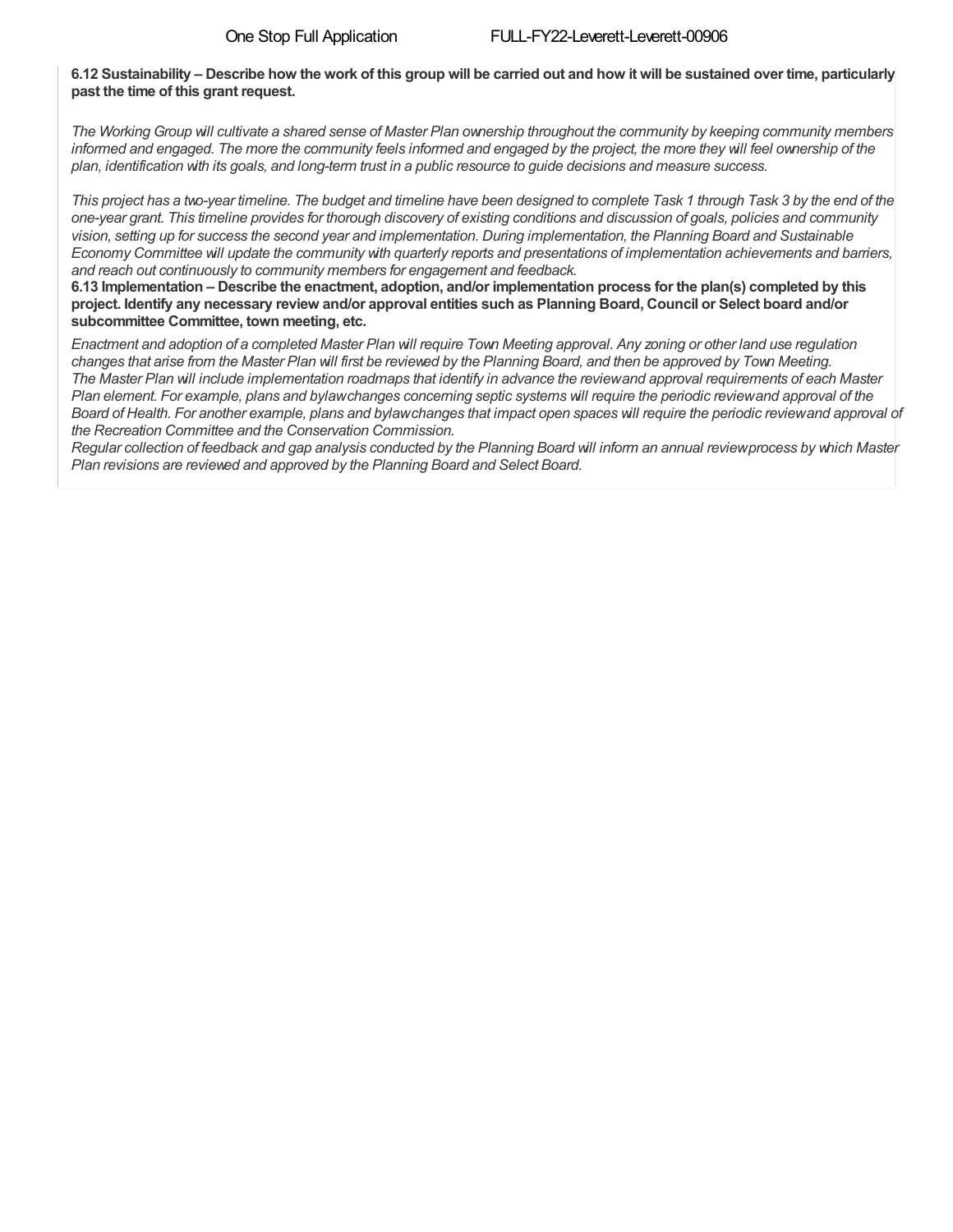**6.12 Sustainability – Describe how the work of this group will be carried out and how it will be sustained over time, particularly past the time of this grant request.**

*The Working Group will cultivate a shared sense of Master Plan ownership throughout the community by keeping community members informed and engaged. The more the community feels informed and engaged by the project, the more they will feel ownership of the plan, identification with its goals, and long-term trust in a public resource to guide decisions and measure success.*

*This project has a two-year timeline. The budget and timeline have been designed to complete Task 1 through Task 3 by the end of the one-year grant. This timeline provides for thorough discovery of existing conditions and discussion of goals, policies and community vision, setting up for success the second year and implementation. During implementation, the Planning Board and Sustainable Economy Committee will update the community with quarterly reports and presentations of implementation achievements and barriers, and reach out continuously to community members for engagement and feedback.*

**6.13 Implementation – Describe the enactment, adoption, and/or implementation process for the plan(s) completed by this project. Identify any necessary review and/or approval entities such as Planning Board, Council or Select board and/or subcommittee Committee, town meeting, etc.**

*Enactment and adoption of a completed Master Plan will require Town Meeting approval. Any zoning or other land use regulation changes that arise from the Master Plan will first be reviewed by the Planning Board, and then be approved by Town Meeting.*
*The Master Plan will include implementation roadmaps that identify in advance the review and approval requirements of each Master Plan element. For example, plans and bylaw changes concerning septic systems will require the periodic review and approval of the Board of Health. For another example, plans and bylaw changes that impact open spaces will require the periodic review and approval of the Recreation Committee and the Conservation Commission.*
*Regular collection of feedback and gap analysis conducted by the Planning Board will inform an annual review process by which Master Plan revisions are reviewed and approved by the Planning Board and Select Board.*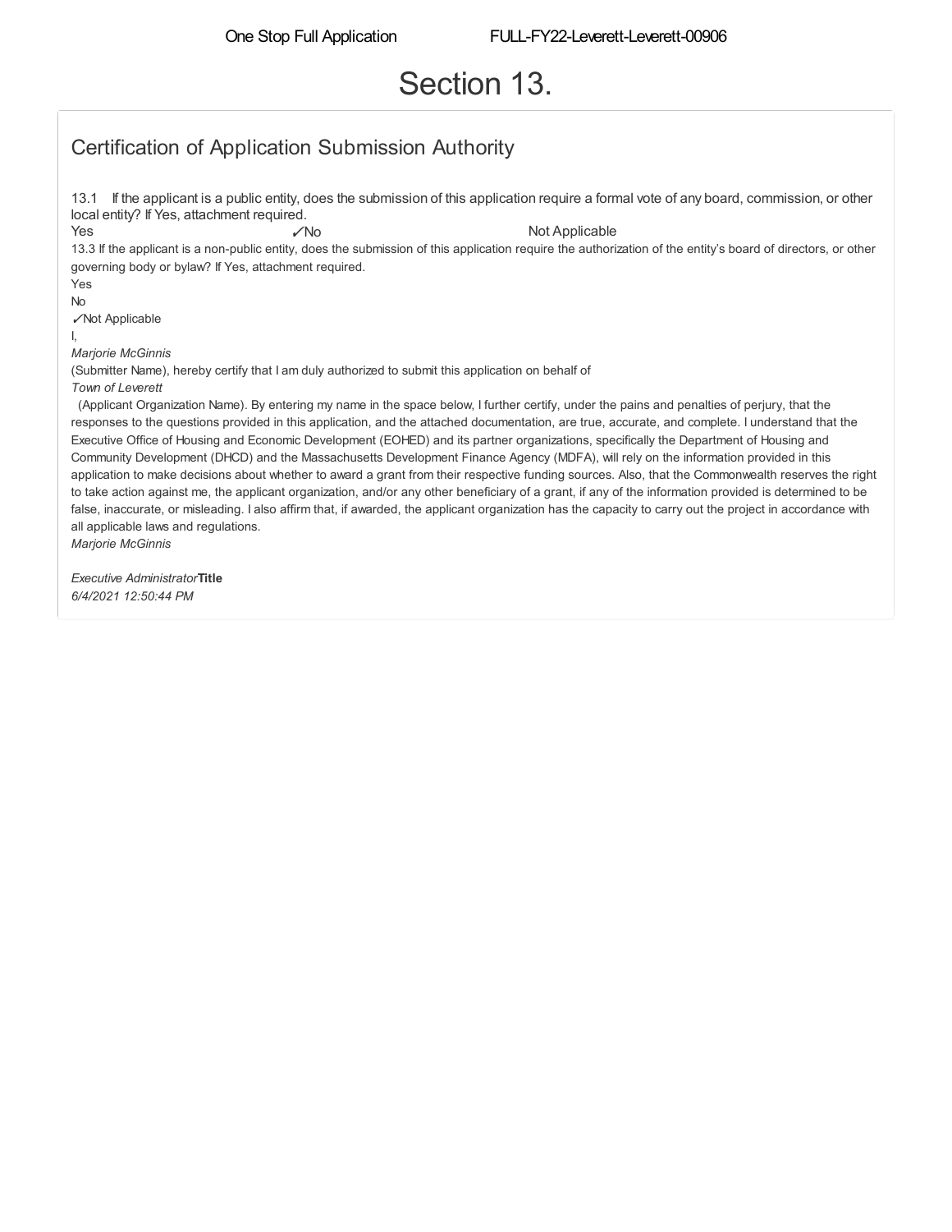# Section 13.

## Certification of Application Submission Authority

13.1 If the applicant is a public entity, does the submission of this application require a formal vote of any board, commission, or other local entity? If Yes, attachment required.

Yes ✓No Not Applicable

13.3 If the applicant is a non-public entity, does the submission of this application require the authorization of the entity's board of directors, or other governing body or bylaw? If Yes, attachment required.

Yes

No

✓Not Applicable

I,

*Marjorie McGinnis*

(Submitter Name), hereby certify that I am duly authorized to submit this application on behalf of

*Town of Leverett*

(Applicant Organization Name). By entering my name in the space below, I further certify, under the pains and penalties of perjury, that the responses to the questions provided in this application, and the attached documentation, are true, accurate, and complete. I understand that the Executive Office of Housing and Economic Development (EOHED) and its partner organizations, specifically the Department of Housing and Community Development (DHCD) and the Massachusetts Development Finance Agency (MDFA), will rely on the information provided in this application to make decisions about whether to award a grant from their respective funding sources. Also, that the Commonwealth reserves the right to take action against me, the applicant organization, and/or any other beneficiary of a grant, if any of the information provided is determined to be false, inaccurate, or misleading. I also affirm that, if awarded, the applicant organization has the capacity to carry out the project in accordance with all applicable laws and regulations.

*Marjorie McGinnis*

*Executive Administrator* **Title**

*6/4/2021 12:50:44 PM*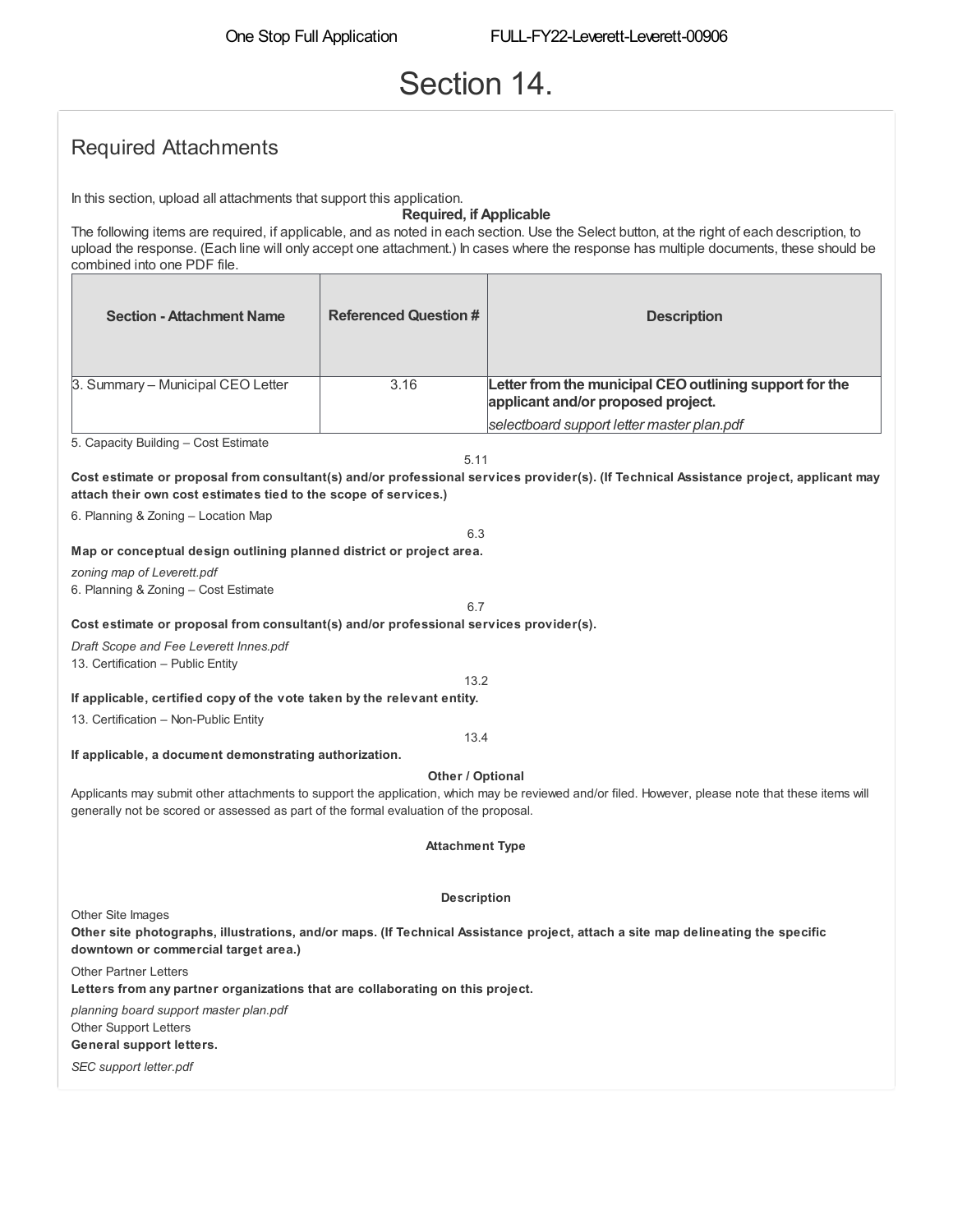# Section 14.

## Required Attachments

In this section, upload all attachments that support this application.

**Required, if Applicable**

The following items are required, if applicable, and as noted in each section. Use the Select button, at the right of each description, to upload the response. (Each line will only accept one attachment.) In cases where the response has multiple documents, these should be combined into one PDF file.

| Section - Attachment Name | Referenced Question # | Description |
|---|---|---|
| 3. Summary – Municipal CEO Letter | 3.16 | **Letter from the municipal CEO outlining support for the applicant and/or proposed project.**<br>*selectboard support letter master plan.pdf* |
| 5. Capacity Building – Cost Estimate | 5.11 | **Cost estimate or proposal from consultant(s) and/or professional services provider(s). (If Technical Assistance project, applicant may attach their own cost estimates tied to the scope of services.)** |
| 6. Planning & Zoning – Location Map | 6.3 | **Map or conceptual design outlining planned district or project area.**<br>*zoning map of Leverett.pdf* |
| 6. Planning & Zoning – Cost Estimate | 6.7 | **Cost estimate or proposal from consultant(s) and/or professional services provider(s).**<br>*Draft Scope and Fee Leverett Innes.pdf* |
| 13. Certification – Public Entity | 13.2 | **If applicable, certified copy of the vote taken by the relevant entity.** |
| 13. Certification – Non-Public Entity | 13.4 | **If applicable, a document demonstrating authorization.** |

**Other / Optional**

Applicants may submit other attachments to support the application, which may be reviewed and/or filed. However, please note that these items will generally not be scored or assessed as part of the formal evaluation of the proposal.

| Attachment Type | Description |
|---|---|
| Other Site Images | **Other site photographs, illustrations, and/or maps. (If Technical Assistance project, attach a site map delineating the specific downtown or commercial target area.)** |
| Other Partner Letters | **Letters from any partner organizations that are collaborating on this project.**<br>*planning board support master plan.pdf* |
| Other Support Letters | **General support letters.**<br>*SEC support letter.pdf* |